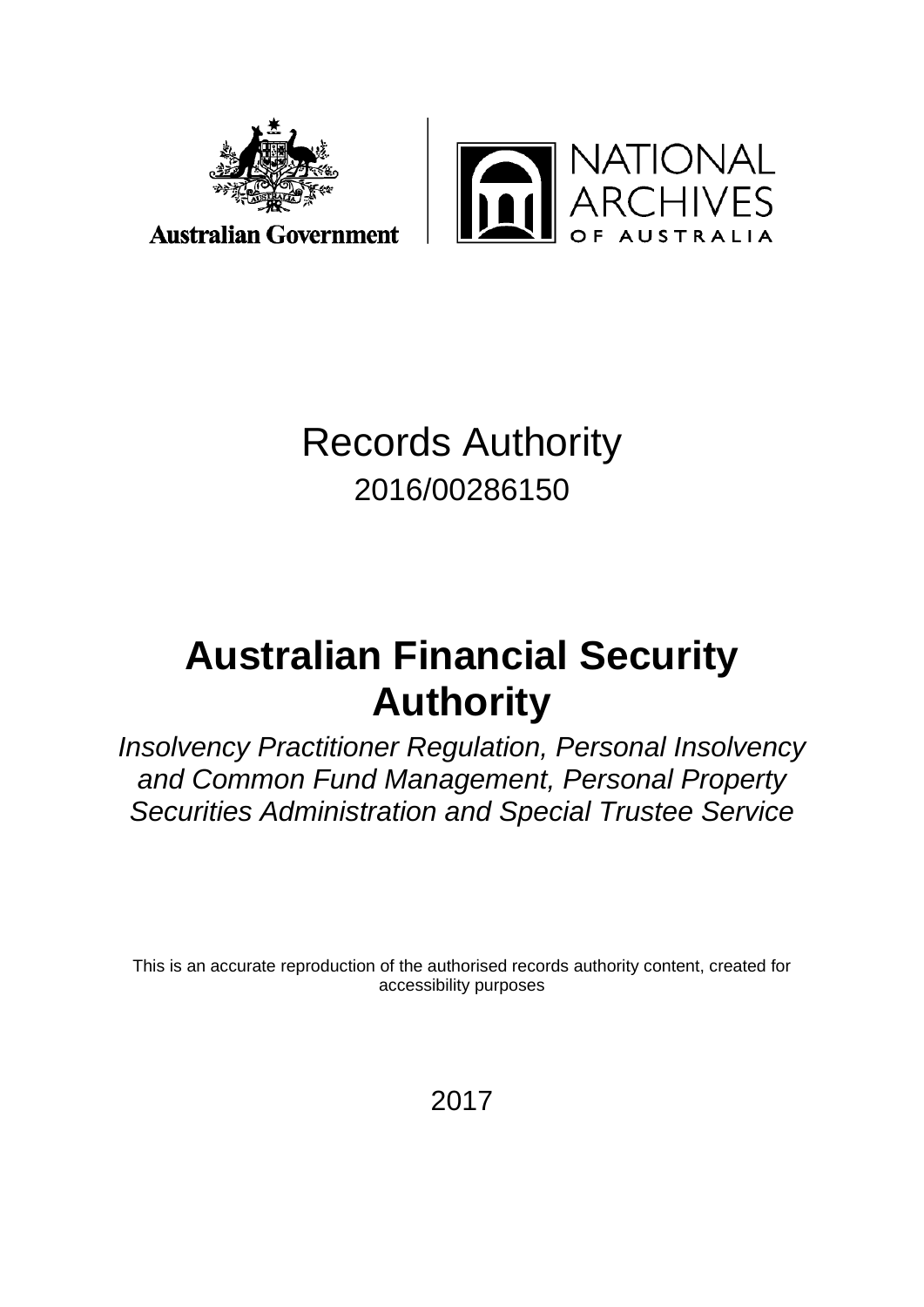Australian Government

NATIONAL ARCHIVES OF AUSTRALIA

# Records Authority

2016/00286150

# Australian Financial Security Authority

*Insolvency Practitioner Regulation, Personal Insolvency and Common Fund Management, Personal Property Securities Administration and Special Trustee Service*

This is an accurate reproduction of the authorised records authority content, created for accessibility purposes

2017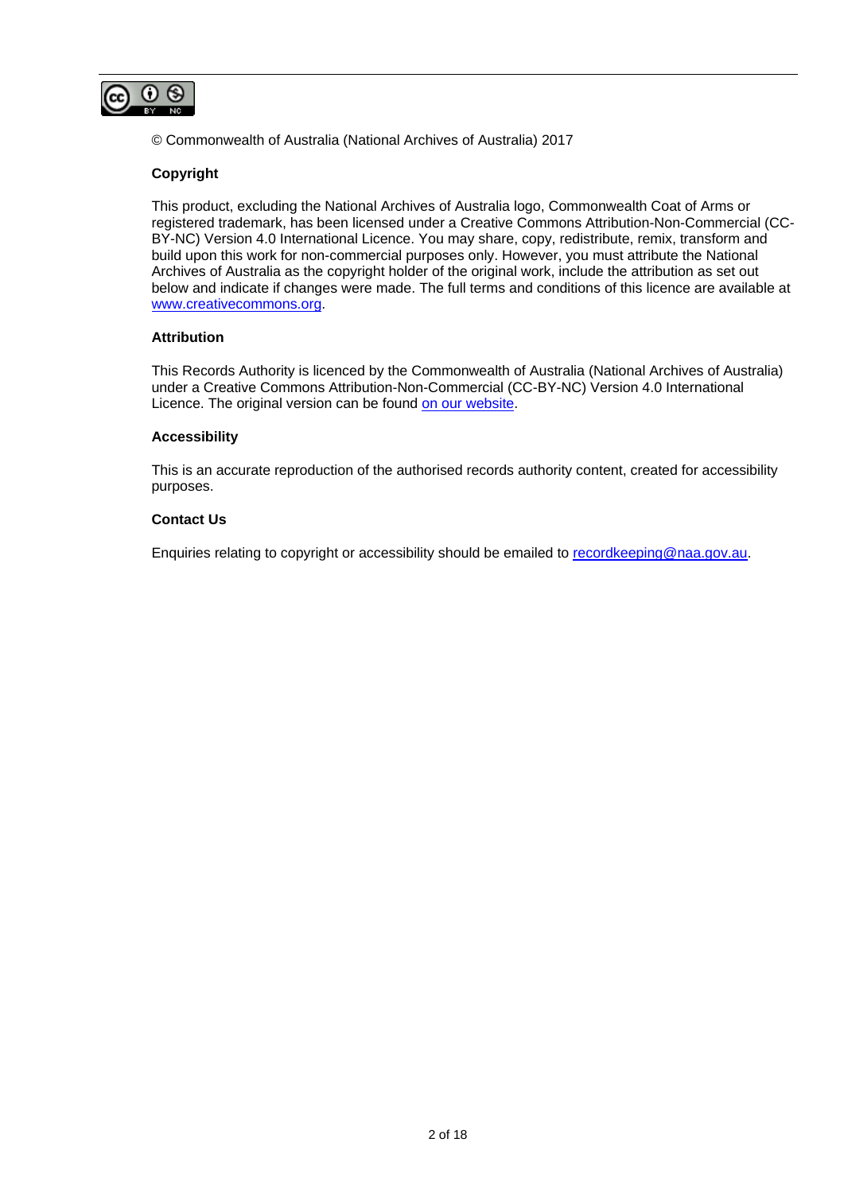© Commonwealth of Australia (National Archives of Australia) 2017

**Copyright**

This product, excluding the National Archives of Australia logo, Commonwealth Coat of Arms or registered trademark, has been licensed under a Creative Commons Attribution-Non-Commercial (CC-BY-NC) Version 4.0 International Licence. You may share, copy, redistribute, remix, transform and build upon this work for non-commercial purposes only. However, you must attribute the National Archives of Australia as the copyright holder of the original work, include the attribution as set out below and indicate if changes were made. The full terms and conditions of this licence are available at www.creativecommons.org.

**Attribution**

This Records Authority is licenced by the Commonwealth of Australia (National Archives of Australia) under a Creative Commons Attribution-Non-Commercial (CC-BY-NC) Version 4.0 International Licence. The original version can be found on our website.

**Accessibility**

This is an accurate reproduction of the authorised records authority content, created for accessibility purposes.

**Contact Us**

Enquiries relating to copyright or accessibility should be emailed to recordkeeping@naa.gov.au.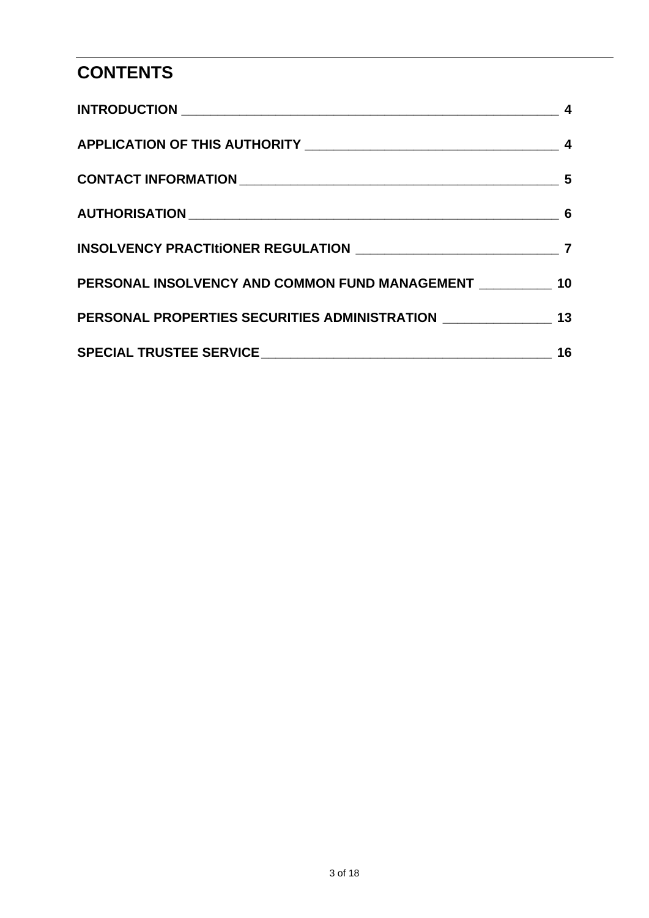# CONTENTS

| | |
|---|---|
| **INTRODUCTION** | **4** |
| **APPLICATION OF THIS AUTHORITY** | **4** |
| **CONTACT INFORMATION** | **5** |
| **AUTHORISATION** | **6** |
| **INSOLVENCY PRACTItiONER REGULATION** | **7** |
| **PERSONAL INSOLVENCY AND COMMON FUND MANAGEMENT** | **10** |
| **PERSONAL PROPERTIES SECURITIES ADMINISTRATION** | **13** |
| **SPECIAL TRUSTEE SERVICE** | **16** |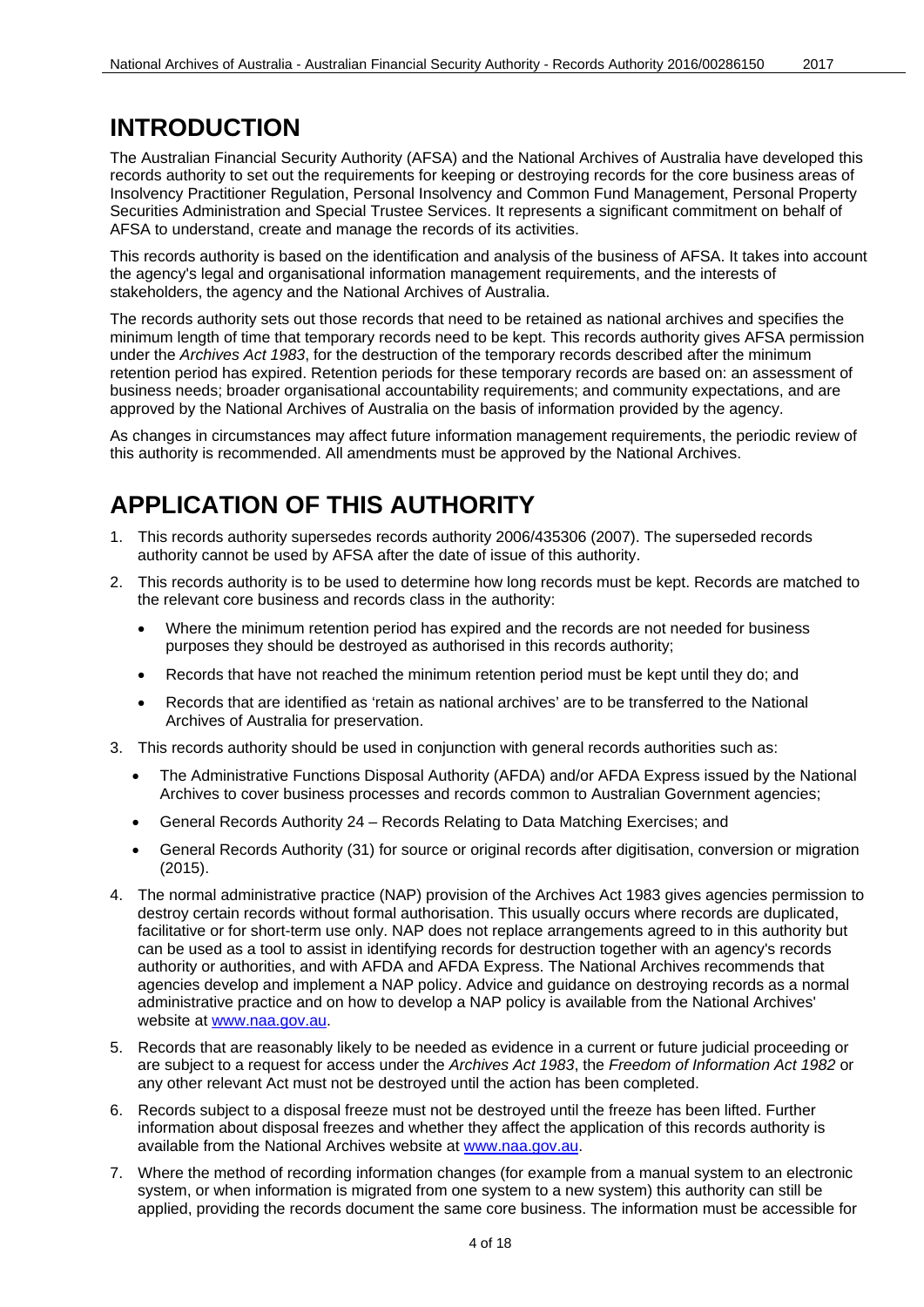# INTRODUCTION

The Australian Financial Security Authority (AFSA) and the National Archives of Australia have developed this records authority to set out the requirements for keeping or destroying records for the core business areas of Insolvency Practitioner Regulation, Personal Insolvency and Common Fund Management, Personal Property Securities Administration and Special Trustee Services. It represents a significant commitment on behalf of AFSA to understand, create and manage the records of its activities.

This records authority is based on the identification and analysis of the business of AFSA. It takes into account the agency's legal and organisational information management requirements, and the interests of stakeholders, the agency and the National Archives of Australia.

The records authority sets out those records that need to be retained as national archives and specifies the minimum length of time that temporary records need to be kept. This records authority gives AFSA permission under the *Archives Act 1983*, for the destruction of the temporary records described after the minimum retention period has expired. Retention periods for these temporary records are based on: an assessment of business needs; broader organisational accountability requirements; and community expectations, and are approved by the National Archives of Australia on the basis of information provided by the agency.

As changes in circumstances may affect future information management requirements, the periodic review of this authority is recommended. All amendments must be approved by the National Archives.

# APPLICATION OF THIS AUTHORITY

1. This records authority supersedes records authority 2006/435306 (2007). The superseded records authority cannot be used by AFSA after the date of issue of this authority.
2. This records authority is to be used to determine how long records must be kept. Records are matched to the relevant core business and records class in the authority:
   - Where the minimum retention period has expired and the records are not needed for business purposes they should be destroyed as authorised in this records authority;
   - Records that have not reached the minimum retention period must be kept until they do; and
   - Records that are identified as 'retain as national archives' are to be transferred to the National Archives of Australia for preservation.
3. This records authority should be used in conjunction with general records authorities such as:
   - The Administrative Functions Disposal Authority (AFDA) and/or AFDA Express issued by the National Archives to cover business processes and records common to Australian Government agencies;
   - General Records Authority 24 – Records Relating to Data Matching Exercises; and
   - General Records Authority (31) for source or original records after digitisation, conversion or migration (2015).
4. The normal administrative practice (NAP) provision of the Archives Act 1983 gives agencies permission to destroy certain records without formal authorisation. This usually occurs where records are duplicated, facilitative or for short-term use only. NAP does not replace arrangements agreed to in this authority but can be used as a tool to assist in identifying records for destruction together with an agency's records authority or authorities, and with AFDA and AFDA Express. The National Archives recommends that agencies develop and implement a NAP policy. Advice and guidance on destroying records as a normal administrative practice and on how to develop a NAP policy is available from the National Archives' website at www.naa.gov.au.
5. Records that are reasonably likely to be needed as evidence in a current or future judicial proceeding or are subject to a request for access under the *Archives Act 1983*, the *Freedom of Information Act 1982* or any other relevant Act must not be destroyed until the action has been completed.
6. Records subject to a disposal freeze must not be destroyed until the freeze has been lifted. Further information about disposal freezes and whether they affect the application of this records authority is available from the National Archives website at www.naa.gov.au.
7. Where the method of recording information changes (for example from a manual system to an electronic system, or when information is migrated from one system to a new system) this authority can still be applied, providing the records document the same core business. The information must be accessible for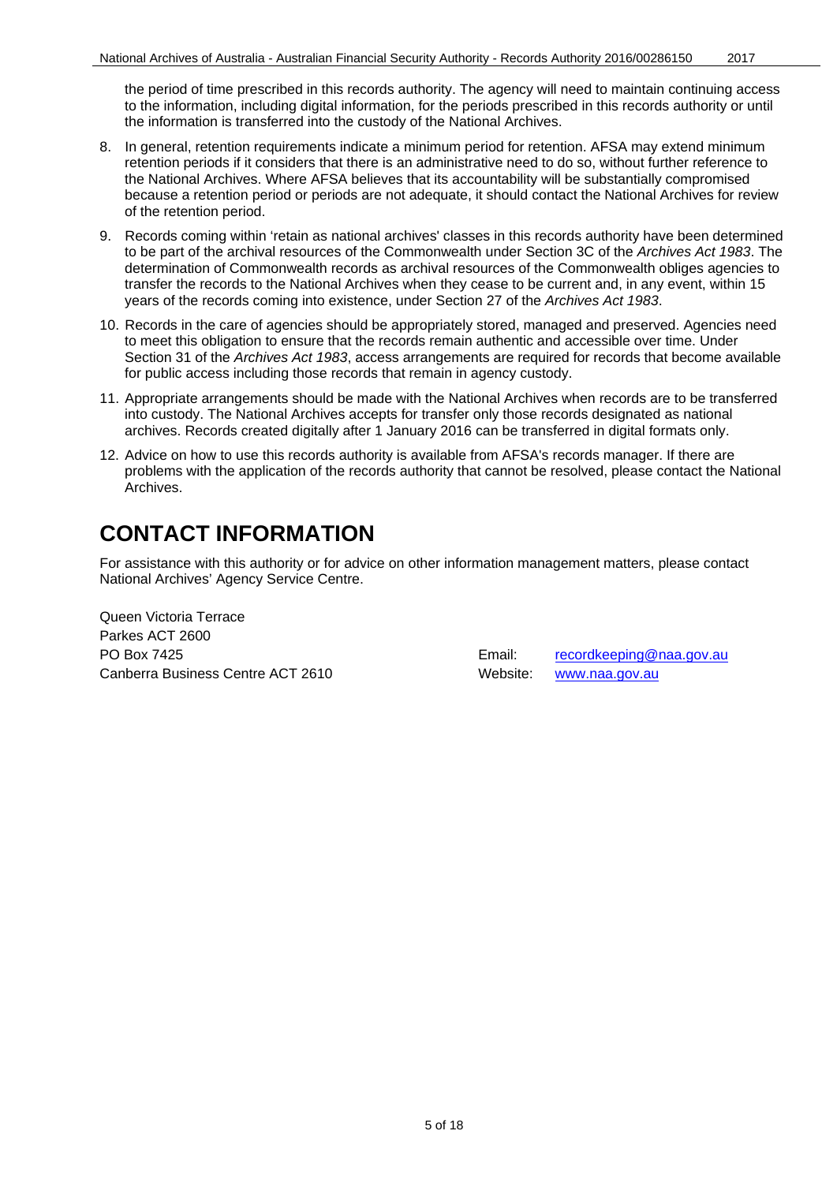the period of time prescribed in this records authority. The agency will need to maintain continuing access to the information, including digital information, for the periods prescribed in this records authority or until the information is transferred into the custody of the National Archives.

8. In general, retention requirements indicate a minimum period for retention. AFSA may extend minimum retention periods if it considers that there is an administrative need to do so, without further reference to the National Archives. Where AFSA believes that its accountability will be substantially compromised because a retention period or periods are not adequate, it should contact the National Archives for review of the retention period.
9. Records coming within 'retain as national archives' classes in this records authority have been determined to be part of the archival resources of the Commonwealth under Section 3C of the *Archives Act 1983*. The determination of Commonwealth records as archival resources of the Commonwealth obliges agencies to transfer the records to the National Archives when they cease to be current and, in any event, within 15 years of the records coming into existence, under Section 27 of the *Archives Act 1983*.
10. Records in the care of agencies should be appropriately stored, managed and preserved. Agencies need to meet this obligation to ensure that the records remain authentic and accessible over time. Under Section 31 of the *Archives Act 1983*, access arrangements are required for records that become available for public access including those records that remain in agency custody.
11. Appropriate arrangements should be made with the National Archives when records are to be transferred into custody. The National Archives accepts for transfer only those records designated as national archives. Records created digitally after 1 January 2016 can be transferred in digital formats only.
12. Advice on how to use this records authority is available from AFSA's records manager. If there are problems with the application of the records authority that cannot be resolved, please contact the National Archives.

# CONTACT INFORMATION

For assistance with this authority or for advice on other information management matters, please contact National Archives' Agency Service Centre.

Queen Victoria Terrace
Parkes ACT 2600
PO Box 7425
Canberra Business Centre ACT 2610

Email: recordkeeping@naa.gov.au
Website: www.naa.gov.au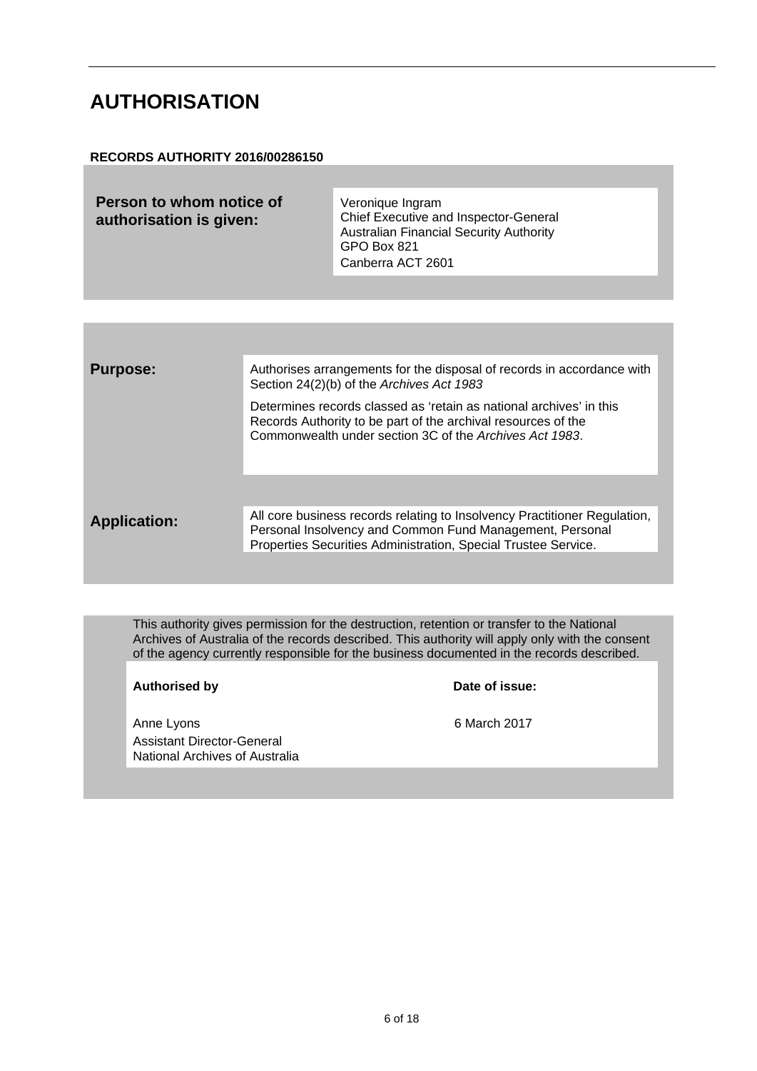# AUTHORISATION

**RECORDS AUTHORITY 2016/00286150**

| | |
|---|---|
| **Person to whom notice of authorisation is given:** | Veronique Ingram<br>Chief Executive and Inspector-General<br>Australian Financial Security Authority<br>GPO Box 821<br>Canberra ACT 2601 |

| | |
|---|---|
| **Purpose:** | Authorises arrangements for the disposal of records in accordance with Section 24(2)(b) of the *Archives Act 1983*<br><br>Determines records classed as 'retain as national archives' in this Records Authority to be part of the archival resources of the Commonwealth under section 3C of the *Archives Act 1983*. |
| **Application:** | All core business records relating to Insolvency Practitioner Regulation, Personal Insolvency and Common Fund Management, Personal Properties Securities Administration, Special Trustee Service. |

This authority gives permission for the destruction, retention or transfer to the National Archives of Australia of the records described. This authority will apply only with the consent of the agency currently responsible for the business documented in the records described.

| **Authorised by** | **Date of issue:** |
|---|---|
| Anne Lyons<br>Assistant Director-General<br>National Archives of Australia | 6 March 2017 |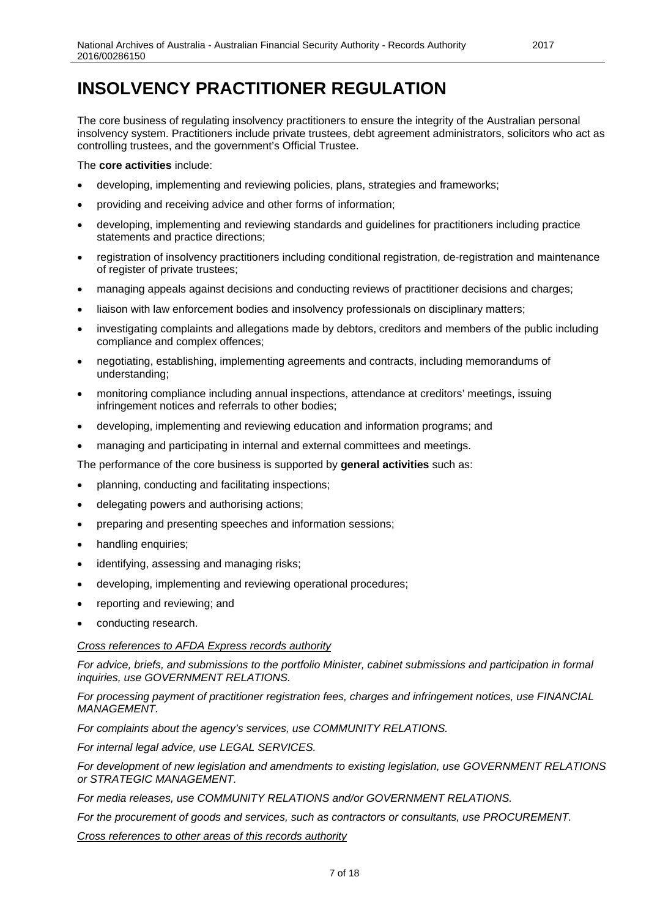# INSOLVENCY PRACTITIONER REGULATION

The core business of regulating insolvency practitioners to ensure the integrity of the Australian personal insolvency system. Practitioners include private trustees, debt agreement administrators, solicitors who act as controlling trustees, and the government's Official Trustee.

The **core activities** include:

- developing, implementing and reviewing policies, plans, strategies and frameworks;
- providing and receiving advice and other forms of information;
- developing, implementing and reviewing standards and guidelines for practitioners including practice statements and practice directions;
- registration of insolvency practitioners including conditional registration, de-registration and maintenance of register of private trustees;
- managing appeals against decisions and conducting reviews of practitioner decisions and charges;
- liaison with law enforcement bodies and insolvency professionals on disciplinary matters;
- investigating complaints and allegations made by debtors, creditors and members of the public including compliance and complex offences;
- negotiating, establishing, implementing agreements and contracts, including memorandums of understanding;
- monitoring compliance including annual inspections, attendance at creditors' meetings, issuing infringement notices and referrals to other bodies;
- developing, implementing and reviewing education and information programs; and
- managing and participating in internal and external committees and meetings.

The performance of the core business is supported by **general activities** such as:

- planning, conducting and facilitating inspections;
- delegating powers and authorising actions;
- preparing and presenting speeches and information sessions;
- handling enquiries;
- identifying, assessing and managing risks;
- developing, implementing and reviewing operational procedures;
- reporting and reviewing; and
- conducting research.

*Cross references to AFDA Express records authority*

*For advice, briefs, and submissions to the portfolio Minister, cabinet submissions and participation in formal inquiries, use GOVERNMENT RELATIONS.*

*For processing payment of practitioner registration fees, charges and infringement notices, use FINANCIAL MANAGEMENT.*

*For complaints about the agency's services, use COMMUNITY RELATIONS.*

*For internal legal advice, use LEGAL SERVICES.*

*For development of new legislation and amendments to existing legislation, use GOVERNMENT RELATIONS or STRATEGIC MANAGEMENT.*

*For media releases, use COMMUNITY RELATIONS and/or GOVERNMENT RELATIONS.*

*For the procurement of goods and services, such as contractors or consultants, use PROCUREMENT.*

*Cross references to other areas of this records authority*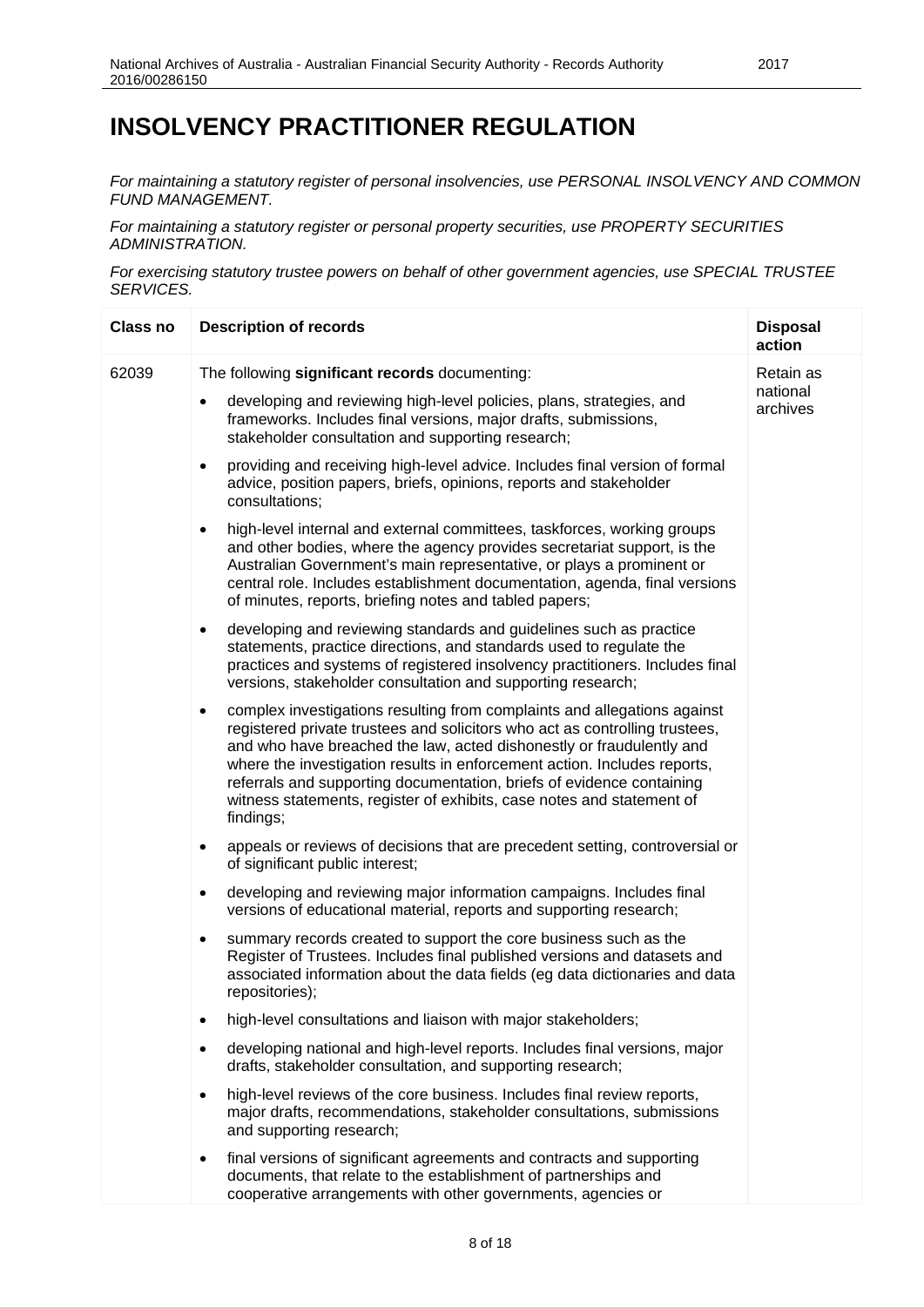# INSOLVENCY PRACTITIONER REGULATION

*For maintaining a statutory register of personal insolvencies, use PERSONAL INSOLVENCY AND COMMON FUND MANAGEMENT.*

*For maintaining a statutory register or personal property securities, use PROPERTY SECURITIES ADMINISTRATION.*

*For exercising statutory trustee powers on behalf of other government agencies, use SPECIAL TRUSTEE SERVICES.*

| Class no | Description of records | Disposal action |
|---|---|---|
| 62039 | The following **significant records** documenting:<br>• developing and reviewing high-level policies, plans, strategies, and frameworks. Includes final versions, major drafts, submissions, stakeholder consultation and supporting research;<br>• providing and receiving high-level advice. Includes final version of formal advice, position papers, briefs, opinions, reports and stakeholder consultations;<br>• high-level internal and external committees, taskforces, working groups and other bodies, where the agency provides secretariat support, is the Australian Government's main representative, or plays a prominent or central role. Includes establishment documentation, agenda, final versions of minutes, reports, briefing notes and tabled papers;<br>• developing and reviewing standards and guidelines such as practice statements, practice directions, and standards used to regulate the practices and systems of registered insolvency practitioners. Includes final versions, stakeholder consultation and supporting research;<br>• complex investigations resulting from complaints and allegations against registered private trustees and solicitors who act as controlling trustees, and who have breached the law, acted dishonestly or fraudulently and where the investigation results in enforcement action. Includes reports, referrals and supporting documentation, briefs of evidence containing witness statements, register of exhibits, case notes and statement of findings;<br>• appeals or reviews of decisions that are precedent setting, controversial or of significant public interest;<br>• developing and reviewing major information campaigns. Includes final versions of educational material, reports and supporting research;<br>• summary records created to support the core business such as the Register of Trustees. Includes final published versions and datasets and associated information about the data fields (eg data dictionaries and data repositories);<br>• high-level consultations and liaison with major stakeholders;<br>• developing national and high-level reports. Includes final versions, major drafts, stakeholder consultation, and supporting research;<br>• high-level reviews of the core business. Includes final review reports, major drafts, recommendations, stakeholder consultations, submissions and supporting research;<br>• final versions of significant agreements and contracts and supporting documents, that relate to the establishment of partnerships and cooperative arrangements with other governments, agencies or | Retain as national archives |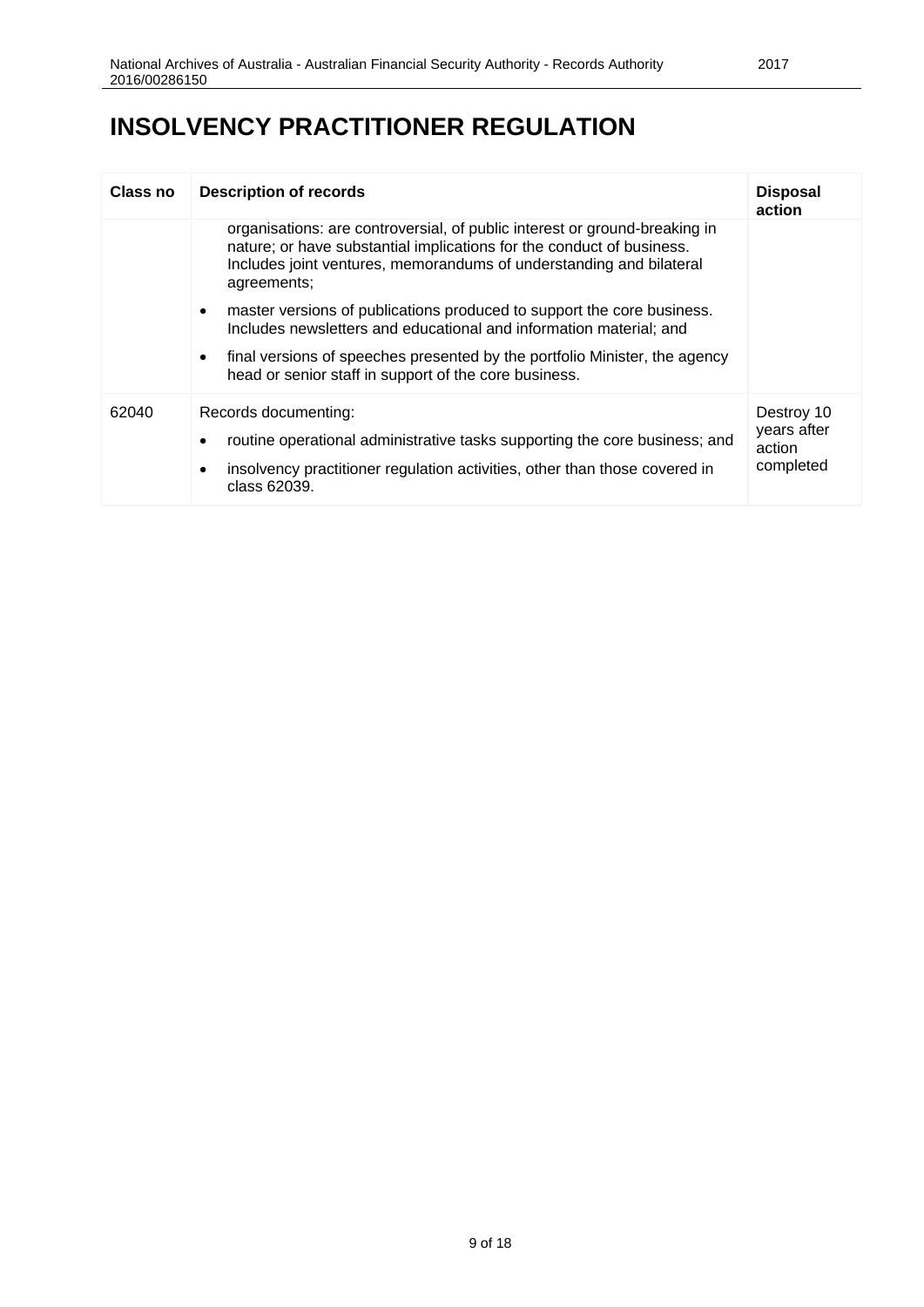# INSOLVENCY PRACTITIONER REGULATION

| Class no | Description of records | Disposal action |
|---|---|---|
| | organisations: are controversial, of public interest or ground-breaking in nature; or have substantial implications for the conduct of business. Includes joint ventures, memorandums of understanding and bilateral agreements;<br>• master versions of publications produced to support the core business. Includes newsletters and educational and information material; and<br>• final versions of speeches presented by the portfolio Minister, the agency head or senior staff in support of the core business. | |
| 62040 | Records documenting:<br>• routine operational administrative tasks supporting the core business; and<br>• insolvency practitioner regulation activities, other than those covered in class 62039. | Destroy 10 years after action completed |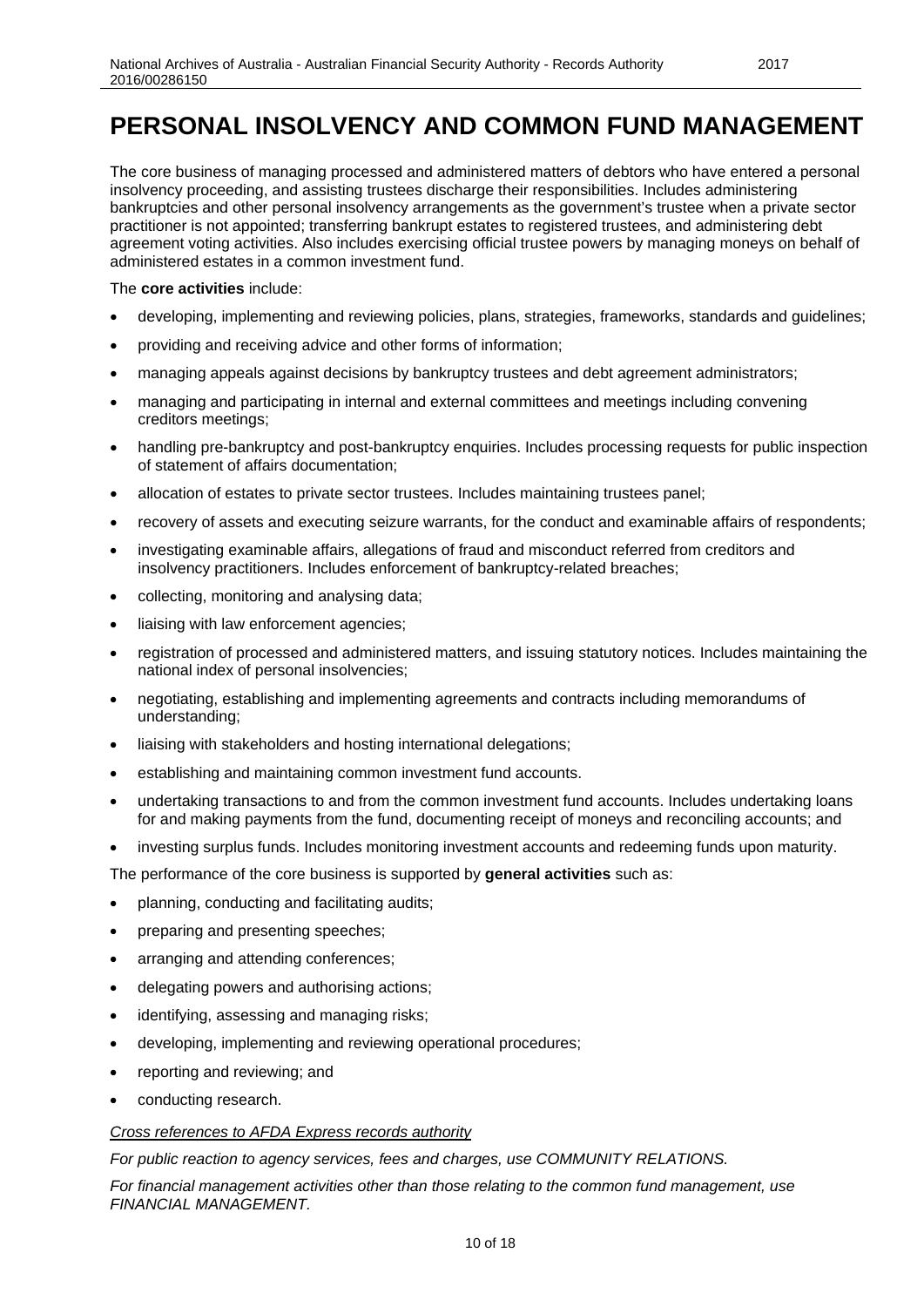# PERSONAL INSOLVENCY AND COMMON FUND MANAGEMENT

The core business of managing processed and administered matters of debtors who have entered a personal insolvency proceeding, and assisting trustees discharge their responsibilities. Includes administering bankruptcies and other personal insolvency arrangements as the government's trustee when a private sector practitioner is not appointed; transferring bankrupt estates to registered trustees, and administering debt agreement voting activities. Also includes exercising official trustee powers by managing moneys on behalf of administered estates in a common investment fund.

The **core activities** include:

- developing, implementing and reviewing policies, plans, strategies, frameworks, standards and guidelines;
- providing and receiving advice and other forms of information;
- managing appeals against decisions by bankruptcy trustees and debt agreement administrators;
- managing and participating in internal and external committees and meetings including convening creditors meetings;
- handling pre-bankruptcy and post-bankruptcy enquiries. Includes processing requests for public inspection of statement of affairs documentation;
- allocation of estates to private sector trustees. Includes maintaining trustees panel;
- recovery of assets and executing seizure warrants, for the conduct and examinable affairs of respondents;
- investigating examinable affairs, allegations of fraud and misconduct referred from creditors and insolvency practitioners. Includes enforcement of bankruptcy-related breaches;
- collecting, monitoring and analysing data;
- liaising with law enforcement agencies;
- registration of processed and administered matters, and issuing statutory notices. Includes maintaining the national index of personal insolvencies;
- negotiating, establishing and implementing agreements and contracts including memorandums of understanding;
- liaising with stakeholders and hosting international delegations;
- establishing and maintaining common investment fund accounts.
- undertaking transactions to and from the common investment fund accounts. Includes undertaking loans for and making payments from the fund, documenting receipt of moneys and reconciling accounts; and
- investing surplus funds. Includes monitoring investment accounts and redeeming funds upon maturity.

The performance of the core business is supported by **general activities** such as:

- planning, conducting and facilitating audits;
- preparing and presenting speeches;
- arranging and attending conferences;
- delegating powers and authorising actions;
- identifying, assessing and managing risks;
- developing, implementing and reviewing operational procedures;
- reporting and reviewing; and
- conducting research.

*Cross references to AFDA Express records authority*

*For public reaction to agency services, fees and charges, use COMMUNITY RELATIONS.*

*For financial management activities other than those relating to the common fund management, use FINANCIAL MANAGEMENT.*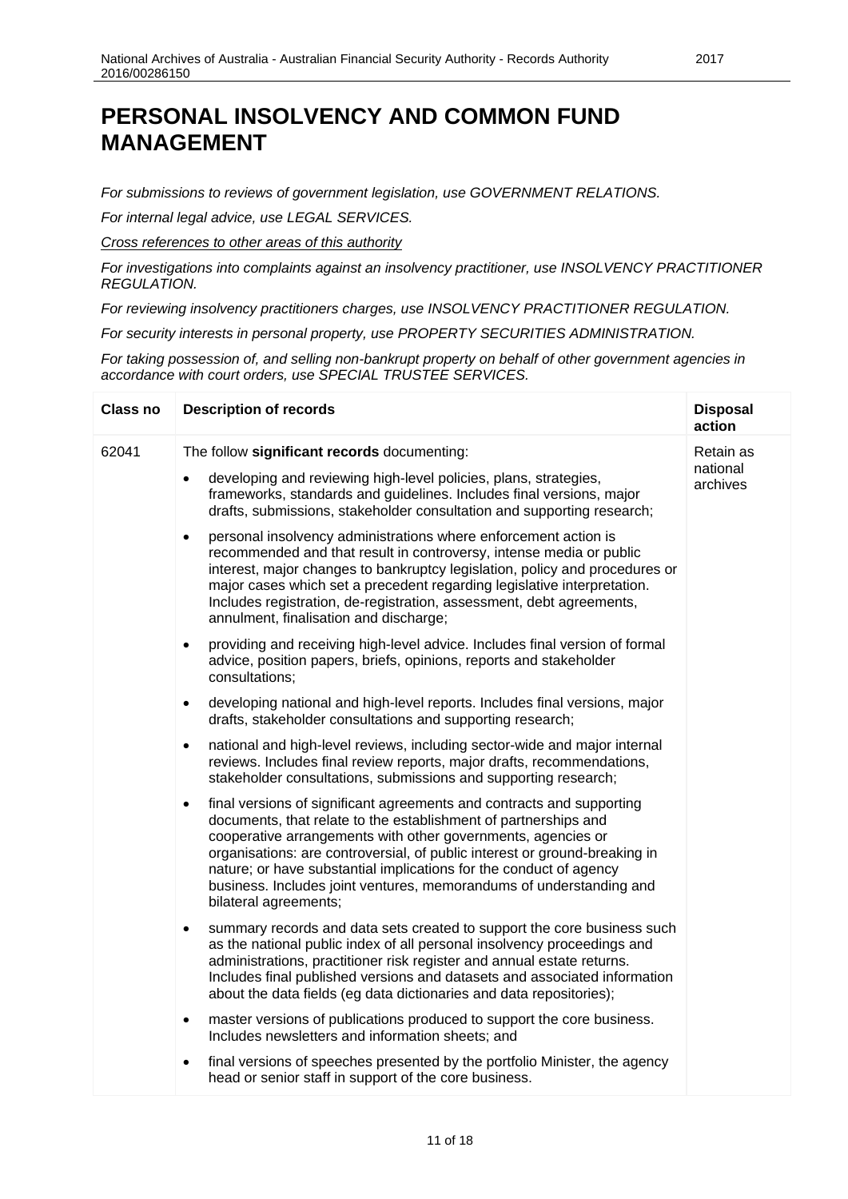# PERSONAL INSOLVENCY AND COMMON FUND MANAGEMENT

*For submissions to reviews of government legislation, use GOVERNMENT RELATIONS.*

*For internal legal advice, use LEGAL SERVICES.*

*Cross references to other areas of this authority*

*For investigations into complaints against an insolvency practitioner, use INSOLVENCY PRACTITIONER REGULATION.*

*For reviewing insolvency practitioners charges, use INSOLVENCY PRACTITIONER REGULATION.*

*For security interests in personal property, use PROPERTY SECURITIES ADMINISTRATION.*

*For taking possession of, and selling non-bankrupt property on behalf of other government agencies in accordance with court orders, use SPECIAL TRUSTEE SERVICES.*

| Class no | Description of records | Disposal action |
|---|---|---|
| 62041 | The follow **significant records** documenting:<br><br>• developing and reviewing high-level policies, plans, strategies, frameworks, standards and guidelines. Includes final versions, major drafts, submissions, stakeholder consultation and supporting research;<br><br>• personal insolvency administrations where enforcement action is recommended and that result in controversy, intense media or public interest, major changes to bankruptcy legislation, policy and procedures or major cases which set a precedent regarding legislative interpretation. Includes registration, de-registration, assessment, debt agreements, annulment, finalisation and discharge;<br><br>• providing and receiving high-level advice. Includes final version of formal advice, position papers, briefs, opinions, reports and stakeholder consultations;<br><br>• developing national and high-level reports. Includes final versions, major drafts, stakeholder consultations and supporting research;<br><br>• national and high-level reviews, including sector-wide and major internal reviews. Includes final review reports, major drafts, recommendations, stakeholder consultations, submissions and supporting research;<br><br>• final versions of significant agreements and contracts and supporting documents, that relate to the establishment of partnerships and cooperative arrangements with other governments, agencies or organisations: are controversial, of public interest or ground-breaking in nature; or have substantial implications for the conduct of agency business. Includes joint ventures, memorandums of understanding and bilateral agreements;<br><br>• summary records and data sets created to support the core business such as the national public index of all personal insolvency proceedings and administrations, practitioner risk register and annual estate returns. Includes final published versions and datasets and associated information about the data fields (eg data dictionaries and data repositories);<br><br>• master versions of publications produced to support the core business. Includes newsletters and information sheets; and<br><br>• final versions of speeches presented by the portfolio Minister, the agency head or senior staff in support of the core business. | Retain as national archives |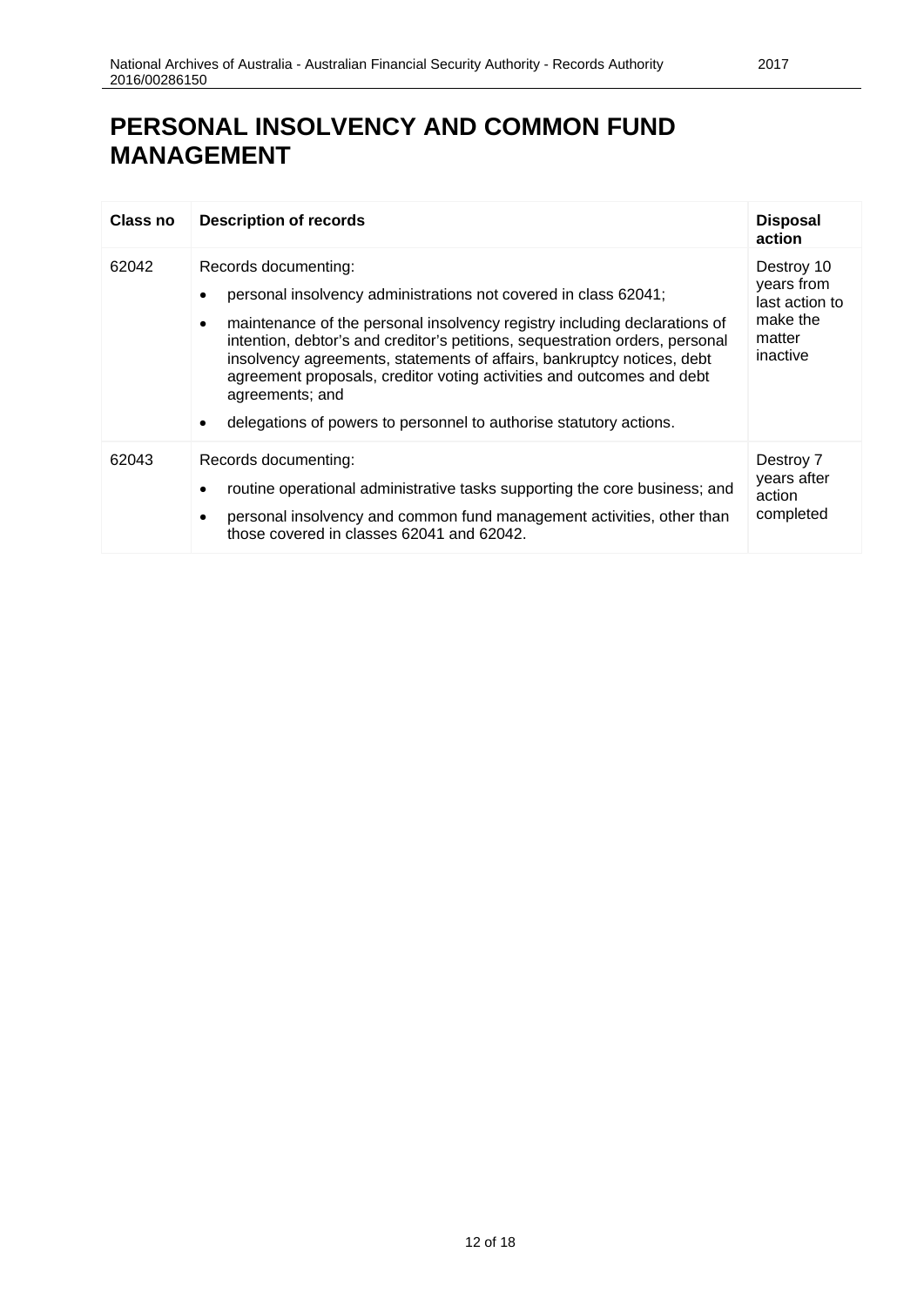# PERSONAL INSOLVENCY AND COMMON FUND MANAGEMENT

| Class no | Description of records | Disposal action |
|---|---|---|
| 62042 | Records documenting:<br>• personal insolvency administrations not covered in class 62041;<br>• maintenance of the personal insolvency registry including declarations of intention, debtor's and creditor's petitions, sequestration orders, personal insolvency agreements, statements of affairs, bankruptcy notices, debt agreement proposals, creditor voting activities and outcomes and debt agreements; and<br>• delegations of powers to personnel to authorise statutory actions. | Destroy 10 years from last action to make the matter inactive |
| 62043 | Records documenting:<br>• routine operational administrative tasks supporting the core business; and<br>• personal insolvency and common fund management activities, other than those covered in classes 62041 and 62042. | Destroy 7 years after action completed |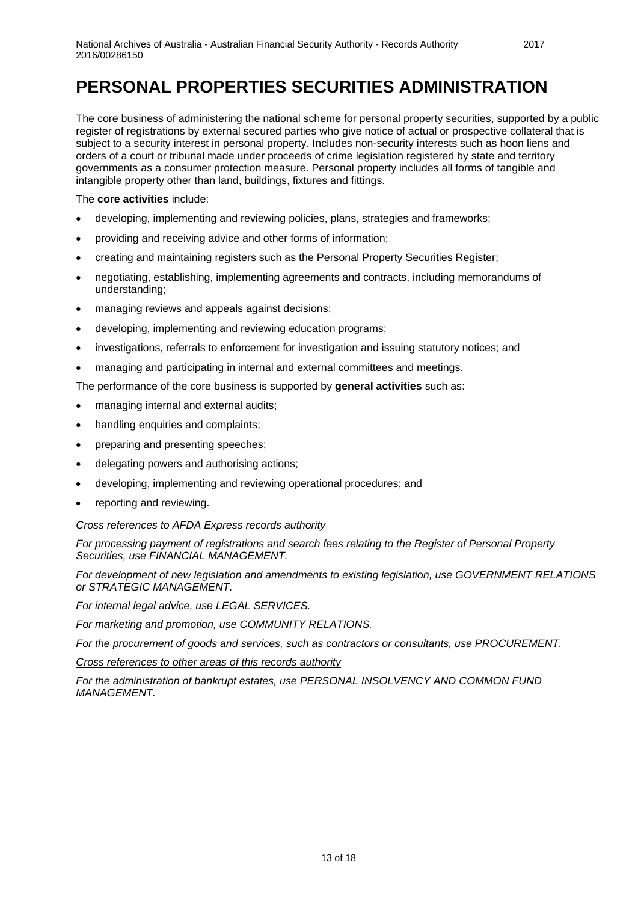# PERSONAL PROPERTIES SECURITIES ADMINISTRATION

The core business of administering the national scheme for personal property securities, supported by a public register of registrations by external secured parties who give notice of actual or prospective collateral that is subject to a security interest in personal property. Includes non-security interests such as hoon liens and orders of a court or tribunal made under proceeds of crime legislation registered by state and territory governments as a consumer protection measure. Personal property includes all forms of tangible and intangible property other than land, buildings, fixtures and fittings.

The **core activities** include:

- developing, implementing and reviewing policies, plans, strategies and frameworks;
- providing and receiving advice and other forms of information;
- creating and maintaining registers such as the Personal Property Securities Register;
- negotiating, establishing, implementing agreements and contracts, including memorandums of understanding;
- managing reviews and appeals against decisions;
- developing, implementing and reviewing education programs;
- investigations, referrals to enforcement for investigation and issuing statutory notices; and
- managing and participating in internal and external committees and meetings.

The performance of the core business is supported by **general activities** such as:

- managing internal and external audits;
- handling enquiries and complaints;
- preparing and presenting speeches;
- delegating powers and authorising actions;
- developing, implementing and reviewing operational procedures; and
- reporting and reviewing.

*Cross references to AFDA Express records authority*

*For processing payment of registrations and search fees relating to the Register of Personal Property Securities, use FINANCIAL MANAGEMENT.*

*For development of new legislation and amendments to existing legislation, use GOVERNMENT RELATIONS or STRATEGIC MANAGEMENT.*

*For internal legal advice, use LEGAL SERVICES.*

*For marketing and promotion, use COMMUNITY RELATIONS.*

*For the procurement of goods and services, such as contractors or consultants, use PROCUREMENT.*

*Cross references to other areas of this records authority*

*For the administration of bankrupt estates, use PERSONAL INSOLVENCY AND COMMON FUND MANAGEMENT.*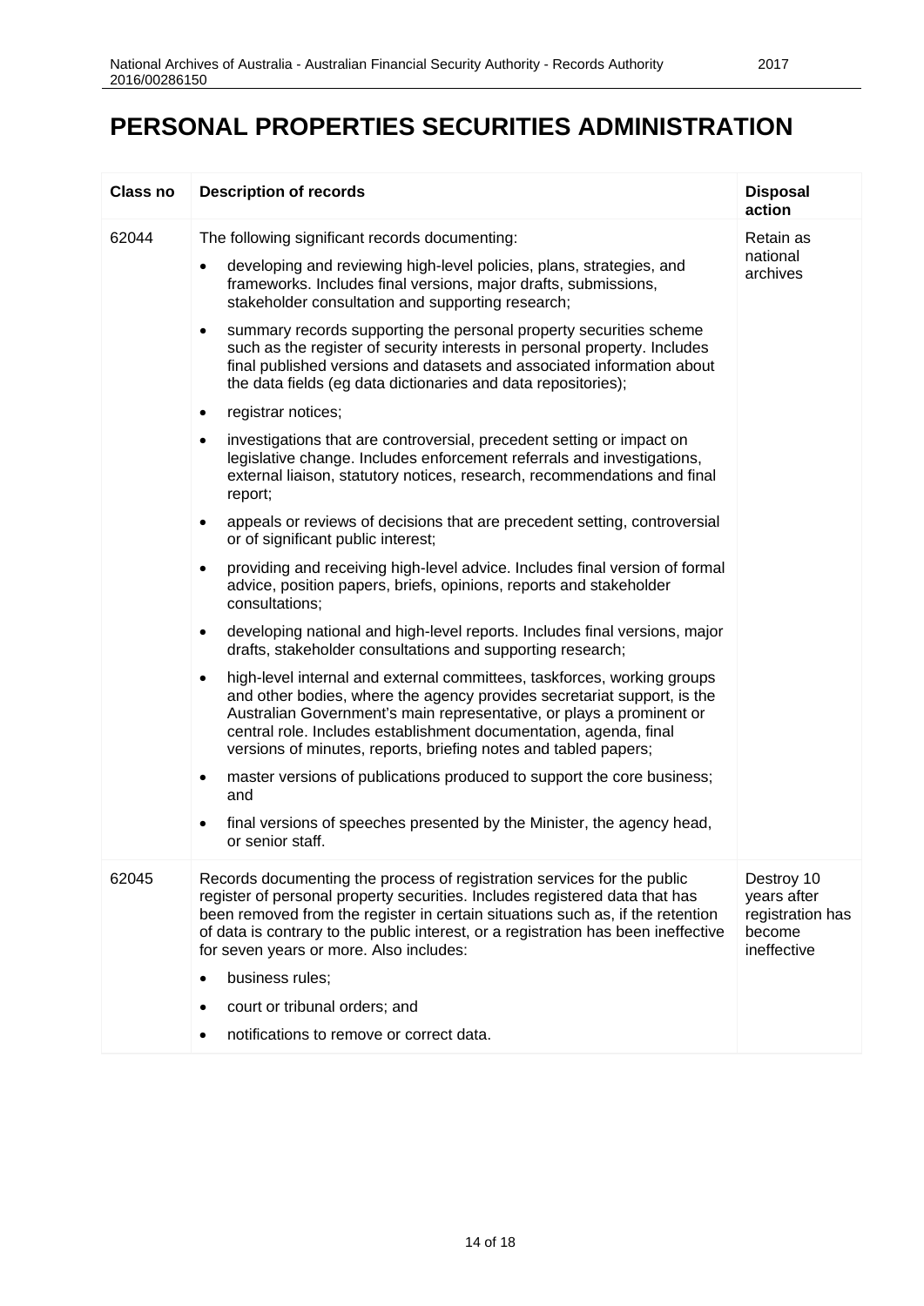# PERSONAL PROPERTIES SECURITIES ADMINISTRATION

| Class no | Description of records | Disposal action |
|---|---|---|
| 62044 | The following significant records documenting:<br>• developing and reviewing high-level policies, plans, strategies, and frameworks. Includes final versions, major drafts, submissions, stakeholder consultation and supporting research;<br>• summary records supporting the personal property securities scheme such as the register of security interests in personal property. Includes final published versions and datasets and associated information about the data fields (eg data dictionaries and data repositories);<br>• registrar notices;<br>• investigations that are controversial, precedent setting or impact on legislative change. Includes enforcement referrals and investigations, external liaison, statutory notices, research, recommendations and final report;<br>• appeals or reviews of decisions that are precedent setting, controversial or of significant public interest;<br>• providing and receiving high-level advice. Includes final version of formal advice, position papers, briefs, opinions, reports and stakeholder consultations;<br>• developing national and high-level reports. Includes final versions, major drafts, stakeholder consultations and supporting research;<br>• high-level internal and external committees, taskforces, working groups and other bodies, where the agency provides secretariat support, is the Australian Government's main representative, or plays a prominent or central role. Includes establishment documentation, agenda, final versions of minutes, reports, briefing notes and tabled papers;<br>• master versions of publications produced to support the core business; and<br>• final versions of speeches presented by the Minister, the agency head, or senior staff. | Retain as national archives |
| 62045 | Records documenting the process of registration services for the public register of personal property securities. Includes registered data that has been removed from the register in certain situations such as, if the retention of data is contrary to the public interest, or a registration has been ineffective for seven years or more. Also includes:<br>• business rules;<br>• court or tribunal orders; and<br>• notifications to remove or correct data. | Destroy 10 years after registration has become ineffective |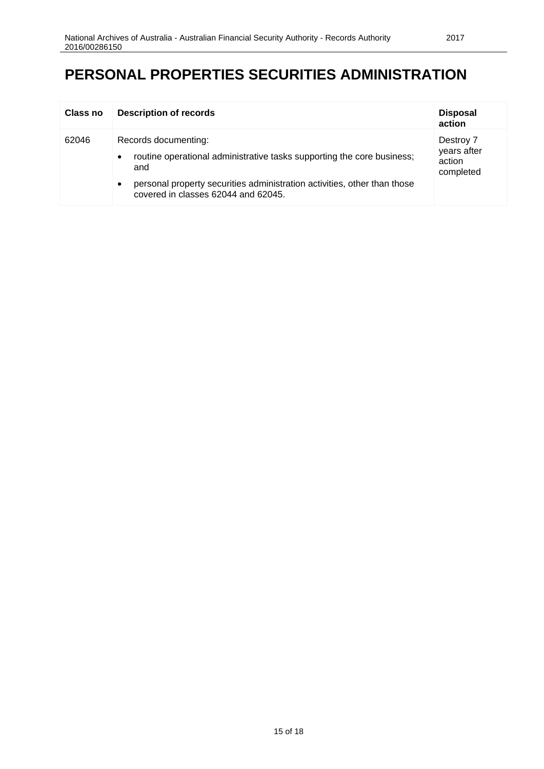# PERSONAL PROPERTIES SECURITIES ADMINISTRATION

| Class no | Description of records | Disposal action |
|---|---|---|
| 62046 | Records documenting:<br>• routine operational administrative tasks supporting the core business; and<br>• personal property securities administration activities, other than those covered in classes 62044 and 62045. | Destroy 7 years after action completed |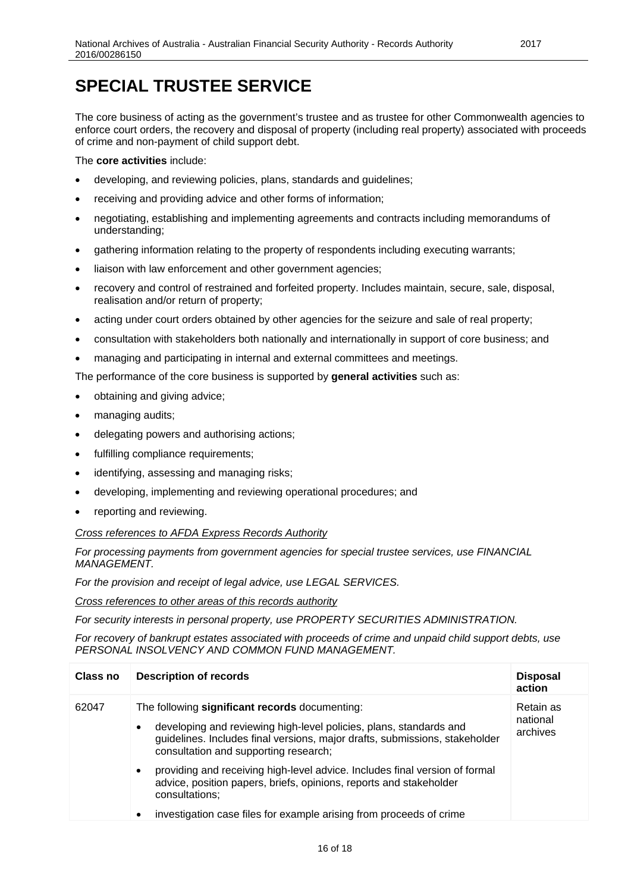# SPECIAL TRUSTEE SERVICE

The core business of acting as the government's trustee and as trustee for other Commonwealth agencies to enforce court orders, the recovery and disposal of property (including real property) associated with proceeds of crime and non-payment of child support debt.

The **core activities** include:

- developing, and reviewing policies, plans, standards and guidelines;
- receiving and providing advice and other forms of information;
- negotiating, establishing and implementing agreements and contracts including memorandums of understanding;
- gathering information relating to the property of respondents including executing warrants;
- liaison with law enforcement and other government agencies;
- recovery and control of restrained and forfeited property. Includes maintain, secure, sale, disposal, realisation and/or return of property;
- acting under court orders obtained by other agencies for the seizure and sale of real property;
- consultation with stakeholders both nationally and internationally in support of core business; and
- managing and participating in internal and external committees and meetings.

The performance of the core business is supported by **general activities** such as:

- obtaining and giving advice;
- managing audits;
- delegating powers and authorising actions;
- fulfilling compliance requirements;
- identifying, assessing and managing risks;
- developing, implementing and reviewing operational procedures; and
- reporting and reviewing.

*Cross references to AFDA Express Records Authority*

*For processing payments from government agencies for special trustee services, use FINANCIAL MANAGEMENT.*

*For the provision and receipt of legal advice, use LEGAL SERVICES.*

*Cross references to other areas of this records authority*

*For security interests in personal property, use PROPERTY SECURITIES ADMINISTRATION.*

*For recovery of bankrupt estates associated with proceeds of crime and unpaid child support debts, use PERSONAL INSOLVENCY AND COMMON FUND MANAGEMENT.*

| Class no | Description of records | Disposal action |
|---|---|---|
| 62047 | The following **significant records** documenting:<br>• developing and reviewing high-level policies, plans, standards and guidelines. Includes final versions, major drafts, submissions, stakeholder consultation and supporting research;<br>• providing and receiving high-level advice. Includes final version of formal advice, position papers, briefs, opinions, reports and stakeholder consultations;<br>• investigation case files for example arising from proceeds of crime | Retain as national archives |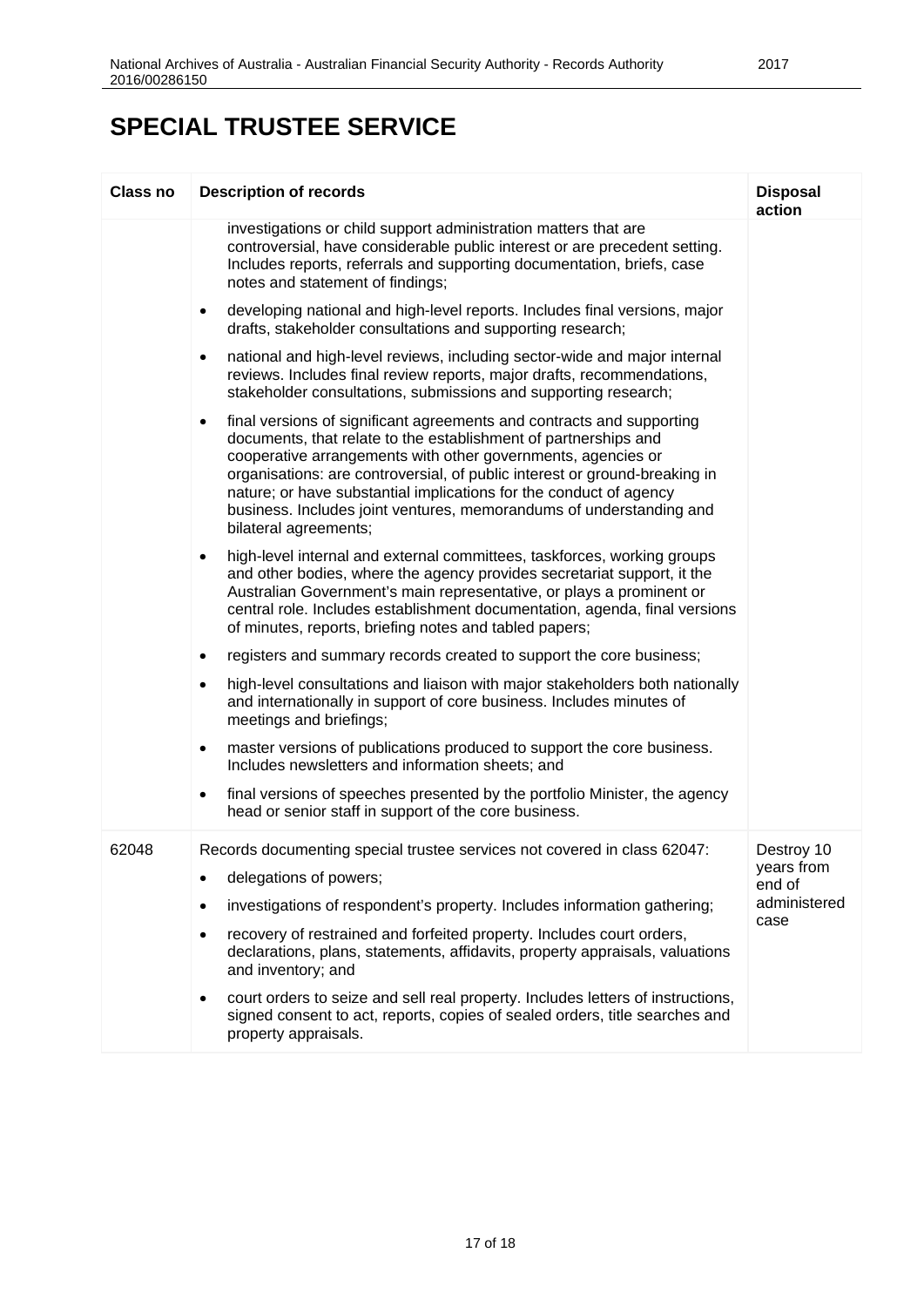# SPECIAL TRUSTEE SERVICE

| Class no | Description of records | Disposal action |
| --- | --- | --- |
| | investigations or child support administration matters that are controversial, have considerable public interest or are precedent setting. Includes reports, referrals and supporting documentation, briefs, case notes and statement of findings;<br>• developing national and high-level reports. Includes final versions, major drafts, stakeholder consultations and supporting research;<br>• national and high-level reviews, including sector-wide and major internal reviews. Includes final review reports, major drafts, recommendations, stakeholder consultations, submissions and supporting research;<br>• final versions of significant agreements and contracts and supporting documents, that relate to the establishment of partnerships and cooperative arrangements with other governments, agencies or organisations: are controversial, of public interest or ground-breaking in nature; or have substantial implications for the conduct of agency business. Includes joint ventures, memorandums of understanding and bilateral agreements;<br>• high-level internal and external committees, taskforces, working groups and other bodies, where the agency provides secretariat support, it the Australian Government's main representative, or plays a prominent or central role. Includes establishment documentation, agenda, final versions of minutes, reports, briefing notes and tabled papers;<br>• registers and summary records created to support the core business;<br>• high-level consultations and liaison with major stakeholders both nationally and internationally in support of core business. Includes minutes of meetings and briefings;<br>• master versions of publications produced to support the core business. Includes newsletters and information sheets; and<br>• final versions of speeches presented by the portfolio Minister, the agency head or senior staff in support of the core business. | |
| 62048 | Records documenting special trustee services not covered in class 62047:<br>• delegations of powers;<br>• investigations of respondent's property. Includes information gathering;<br>• recovery of restrained and forfeited property. Includes court orders, declarations, plans, statements, affidavits, property appraisals, valuations and inventory; and<br>• court orders to seize and sell real property. Includes letters of instructions, signed consent to act, reports, copies of sealed orders, title searches and property appraisals. | Destroy 10 years from end of administered case |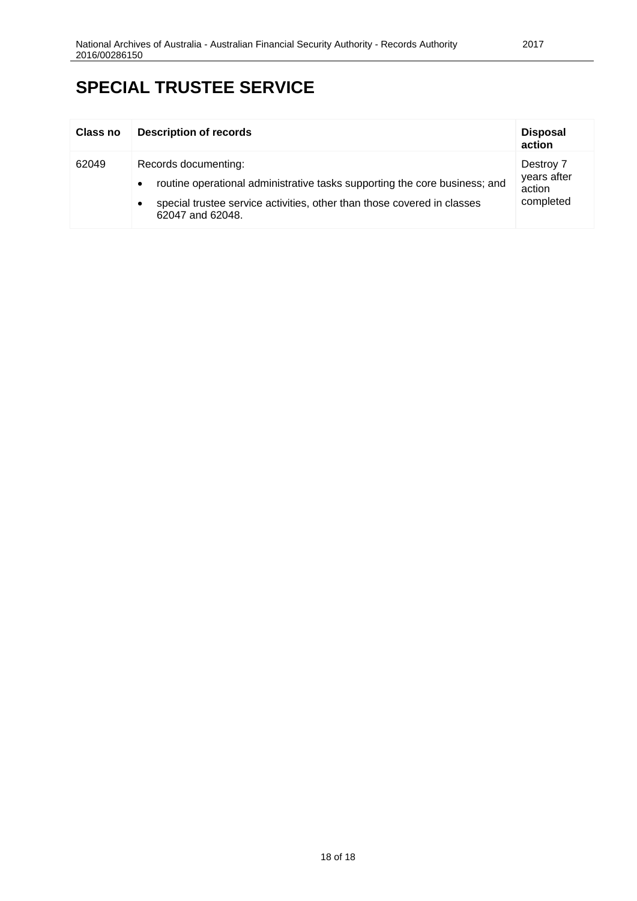# SPECIAL TRUSTEE SERVICE

| Class no | Description of records | Disposal action |
|---|---|---|
| 62049 | Records documenting:<br>• routine operational administrative tasks supporting the core business; and<br>• special trustee service activities, other than those covered in classes 62047 and 62048. | Destroy 7 years after action completed |